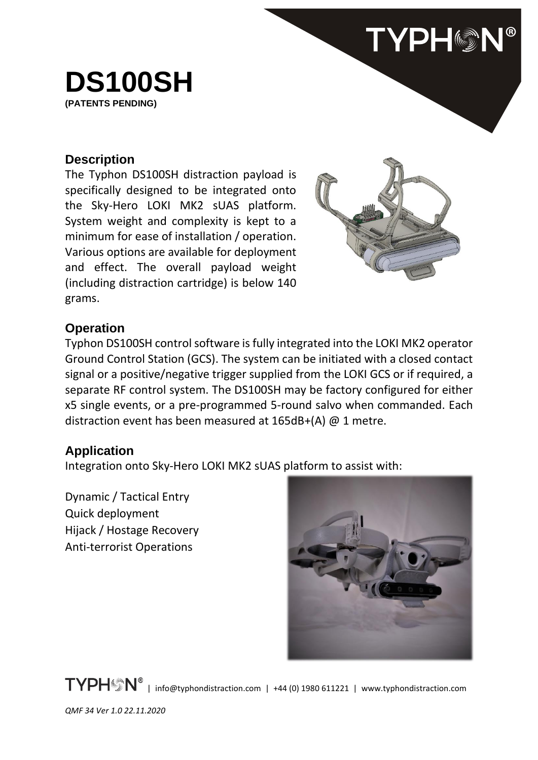# DS100SH

**(PATENTS PENDING)**

## Description

The Typhon DS100SH distraction payload is specifically designed to be integrated onto the Sky-Hero LOKI MK2 sUAS platform. System weight and complexity is kept to a minimum for ease of installation / operation. Various options are available for deployment and effect. The overall payload weight (including distraction cartridge) is below 140 grams.

## Operation

Typhon DS100SH control software is fully integrated into the LOKI MK2 operator Ground Control Station (GCS). The system can be initiated with a closed contact signal or a positive/negative trigger supplied from the LOKI GCS or if required, a separate RF control system. The DS100SH may be factory configured for either x5 single events, or a pre-programmed 5-round salvo when commanded. Each distraction event has been measured at 165dB+(A) @ 1 metre.

## Application

Integration onto Sky-Hero LOKI MK2 sUAS platform to assist with:

Dynamic / Tactical Entry
Quick deployment
Hijack / Hostage Recovery
Anti-terrorist Operations

TYPHON® | info@typhondistraction.com | +44 (0) 1980 611221 | www.typhondistraction.com

*QMF 34 Ver 1.0 22.11.2020*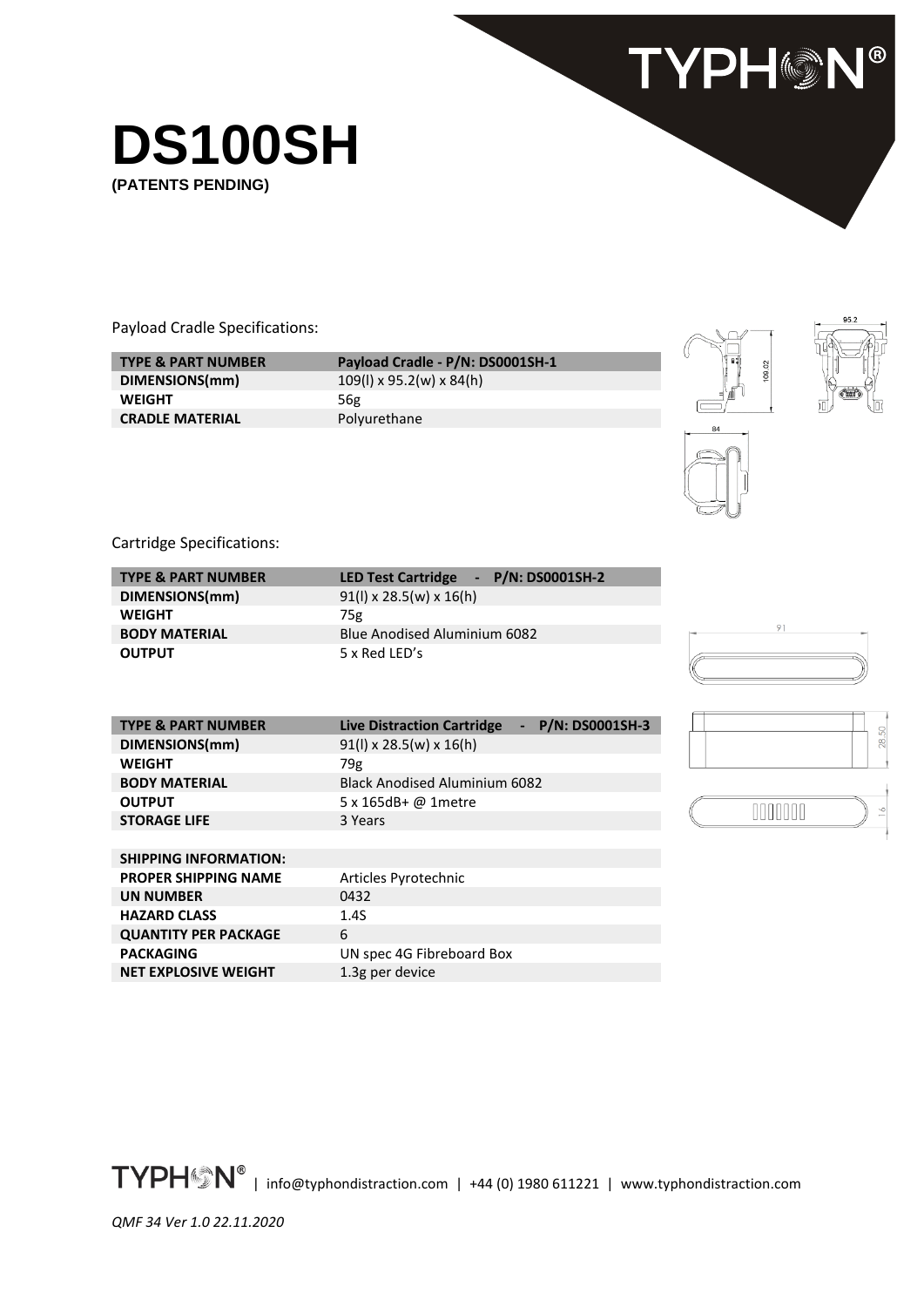# DS100SH

**(PATENTS PENDING)**

Payload Cradle Specifications:

| | |
|---|---|
| **TYPE & PART NUMBER** | **Payload Cradle - P/N: DS0001SH-1** |
| **DIMENSIONS(mm)** | 109(l) x 95.2(w) x 84(h) |
| **WEIGHT** | 56g |
| **CRADLE MATERIAL** | Polyurethane |

Cartridge Specifications:

| | |
|---|---|
| **TYPE & PART NUMBER** | **LED Test Cartridge - P/N: DS0001SH-2** |
| **DIMENSIONS(mm)** | 91(l) x 28.5(w) x 16(h) |
| **WEIGHT** | 75g |
| **BODY MATERIAL** | Blue Anodised Aluminium 6082 |
| **OUTPUT** | 5 x Red LED's |

| | |
|---|---|
| **TYPE & PART NUMBER** | **Live Distraction Cartridge - P/N: DS0001SH-3** |
| **DIMENSIONS(mm)** | 91(l) x 28.5(w) x 16(h) |
| **WEIGHT** | 79g |
| **BODY MATERIAL** | Black Anodised Aluminium 6082 |
| **OUTPUT** | 5 x 165dB+ @ 1metre |
| **STORAGE LIFE** | 3 Years |

| | |
|---|---|
| **SHIPPING INFORMATION:** | |
| **PROPER SHIPPING NAME** | Articles Pyrotechnic |
| **UN NUMBER** | 0432 |
| **HAZARD CLASS** | 1.4S |
| **QUANTITY PER PACKAGE** | 6 |
| **PACKAGING** | UN spec 4G Fibreboard Box |
| **NET EXPLOSIVE WEIGHT** | 1.3g per device |

TYPHON® | info@typhondistraction.com | +44 (0) 1980 611221 | www.typhondistraction.com

*QMF 34 Ver 1.0 22.11.2020*